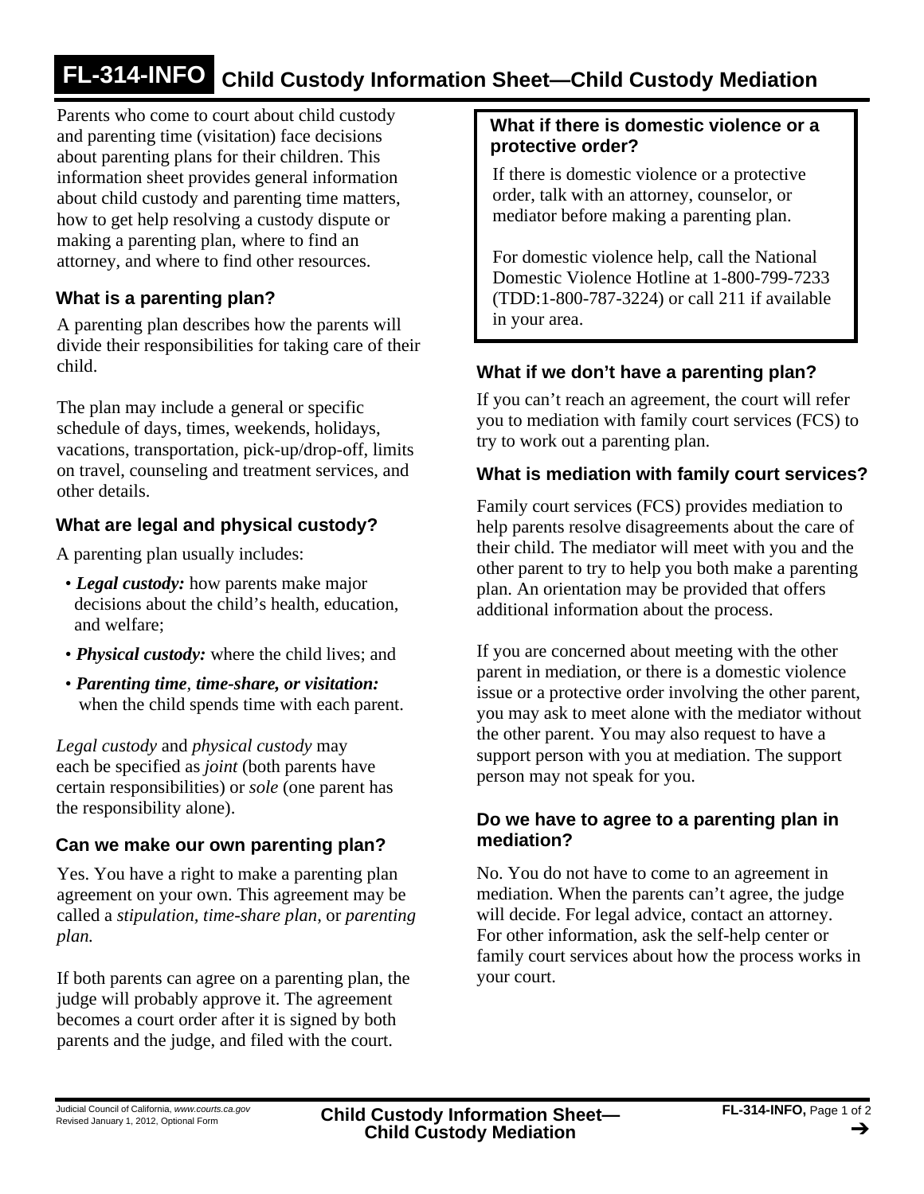# FL-314-INFO Child Custody Information Sheet—Child Custody Mediation

Parents who come to court about child custody and parenting time (visitation) face decisions about parenting plans for their children. This information sheet provides general information about child custody and parenting time matters, how to get help resolving a custody dispute or making a parenting plan, where to find an attorney, and where to find other resources.

## What is a parenting plan?

A parenting plan describes how the parents will divide their responsibilities for taking care of their child.

The plan may include a general or specific schedule of days, times, weekends, holidays, vacations, transportation, pick-up/drop-off, limits on travel, counseling and treatment services, and other details.

## What are legal and physical custody?

A parenting plan usually includes:

- ***Legal custody:*** how parents make major decisions about the child's health, education, and welfare;
- ***Physical custody:*** where the child lives; and
- ***Parenting time, time-share, or visitation:*** when the child spends time with each parent.

*Legal custody* and *physical custody* may each be specified as *joint* (both parents have certain responsibilities) or *sole* (one parent has the responsibility alone).

## Can we make our own parenting plan?

Yes. You have a right to make a parenting plan agreement on your own. This agreement may be called a *stipulation, time-share plan,* or *parenting plan.*

If both parents can agree on a parenting plan, the judge will probably approve it. The agreement becomes a court order after it is signed by both parents and the judge, and filed with the court.

## What if there is domestic violence or a protective order?

If there is domestic violence or a protective order, talk with an attorney, counselor, or mediator before making a parenting plan.

For domestic violence help, call the National Domestic Violence Hotline at 1-800-799-7233 (TDD:1-800-787-3224) or call 211 if available in your area.

## What if we don't have a parenting plan?

If you can't reach an agreement, the court will refer you to mediation with family court services (FCS) to try to work out a parenting plan.

## What is mediation with family court services?

Family court services (FCS) provides mediation to help parents resolve disagreements about the care of their child. The mediator will meet with you and the other parent to try to help you both make a parenting plan. An orientation may be provided that offers additional information about the process.

If you are concerned about meeting with the other parent in mediation, or there is a domestic violence issue or a protective order involving the other parent, you may ask to meet alone with the mediator without the other parent. You may also request to have a support person with you at mediation. The support person may not speak for you.

## Do we have to agree to a parenting plan in mediation?

No. You do not have to come to an agreement in mediation. When the parents can't agree, the judge will decide. For legal advice, contact an attorney. For other information, ask the self-help center or family court services about how the process works in your court.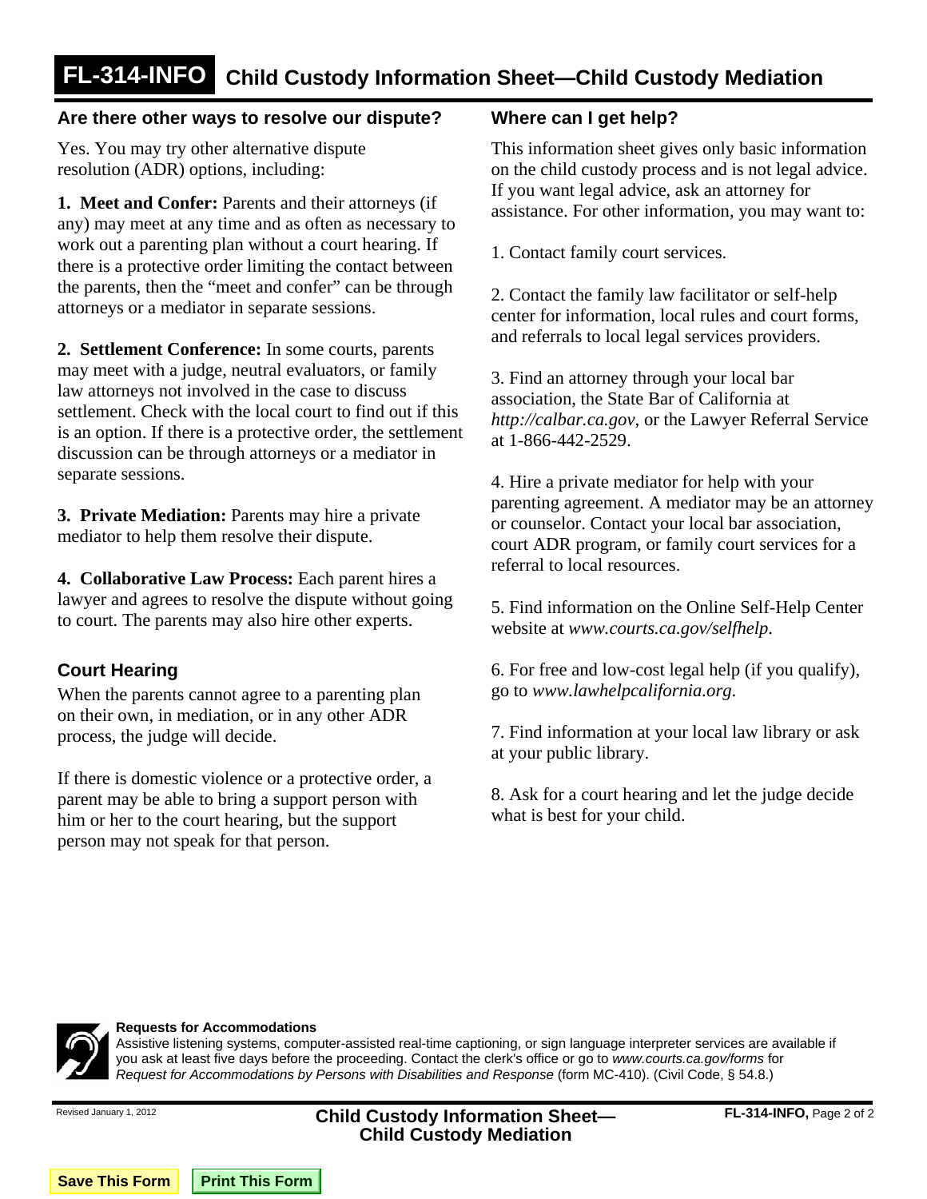# FL-314-INFO Child Custody Information Sheet—Child Custody Mediation

## Are there other ways to resolve our dispute?

Yes. You may try other alternative dispute resolution (ADR) options, including:

**1. Meet and Confer:** Parents and their attorneys (if any) may meet at any time and as often as necessary to work out a parenting plan without a court hearing. If there is a protective order limiting the contact between the parents, then the "meet and confer" can be through attorneys or a mediator in separate sessions.

**2. Settlement Conference:** In some courts, parents may meet with a judge, neutral evaluators, or family law attorneys not involved in the case to discuss settlement. Check with the local court to find out if this is an option. If there is a protective order, the settlement discussion can be through attorneys or a mediator in separate sessions.

**3. Private Mediation:** Parents may hire a private mediator to help them resolve their dispute.

**4. Collaborative Law Process:** Each parent hires a lawyer and agrees to resolve the dispute without going to court. The parents may also hire other experts.

## Court Hearing

When the parents cannot agree to a parenting plan on their own, in mediation, or in any other ADR process, the judge will decide.

If there is domestic violence or a protective order, a parent may be able to bring a support person with him or her to the court hearing, but the support person may not speak for that person.

## Where can I get help?

This information sheet gives only basic information on the child custody process and is not legal advice. If you want legal advice, ask an attorney for assistance. For other information, you may want to:

1. Contact family court services.

2. Contact the family law facilitator or self-help center for information, local rules and court forms, and referrals to local legal services providers.

3. Find an attorney through your local bar association, the State Bar of California at *http://calbar.ca.gov*, or the Lawyer Referral Service at 1-866-442-2529.

4. Hire a private mediator for help with your parenting agreement. A mediator may be an attorney or counselor. Contact your local bar association, court ADR program, or family court services for a referral to local resources.

5. Find information on the Online Self-Help Center website at *www.courts.ca.gov/selfhelp*.

6. For free and low-cost legal help (if you qualify), go to *www.lawhelpcalifornia.org*.

7. Find information at your local law library or ask at your public library.

8. Ask for a court hearing and let the judge decide what is best for your child.

**Requests for Accommodations**
Assistive listening systems, computer-assisted real-time captioning, or sign language interpreter services are available if you ask at least five days before the proceeding. Contact the clerk's office or go to *www.courts.ca.gov/forms* for *Request for Accommodations by Persons with Disabilities and Response* (form MC-410). (Civil Code, § 54.8.)

Revised January 1, 2012